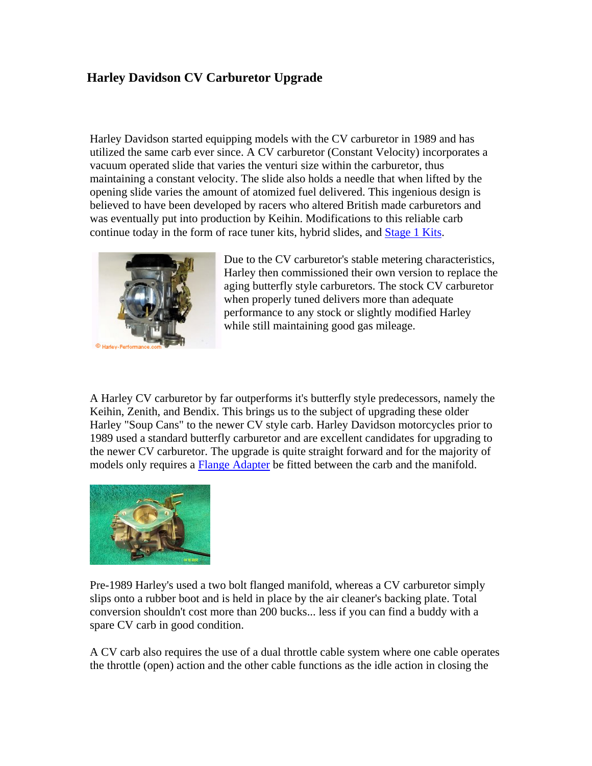## Harley Davidson CV Carburetor Upgrade

Harley Davidson started equipping models with the CV carburetor in 1989 and has utilized the same carb ever since. A CV carburetor (Constant Velocity) incorporates a vacuum operated slide that varies the venturi size within the carburetor, thus maintaining a constant velocity. The slide also holds a needle that when lifted by the opening slide varies the amount of atomized fuel delivered. This ingenious design is believed to have been developed by racers who altered British made carburetors and was eventually put into production by Keihin. Modifications to this reliable carb continue today in the form of race tuner kits, hybrid slides, and Stage 1 Kits.

Due to the CV carburetor's stable metering characteristics, Harley then commissioned their own version to replace the aging butterfly style carburetors. The stock CV carburetor when properly tuned delivers more than adequate performance to any stock or slightly modified Harley while still maintaining good gas mileage.

A Harley CV carburetor by far outperforms it's butterfly style predecessors, namely the Keihin, Zenith, and Bendix. This brings us to the subject of upgrading these older Harley "Soup Cans" to the newer CV style carb. Harley Davidson motorcycles prior to 1989 used a standard butterfly carburetor and are excellent candidates for upgrading to the newer CV carburetor. The upgrade is quite straight forward and for the majority of models only requires a Flange Adapter be fitted between the carb and the manifold.

Pre-1989 Harley's used a two bolt flanged manifold, whereas a CV carburetor simply slips onto a rubber boot and is held in place by the air cleaner's backing plate. Total conversion shouldn't cost more than 200 bucks... less if you can find a buddy with a spare CV carb in good condition.

A CV carb also requires the use of a dual throttle cable system where one cable operates the throttle (open) action and the other cable functions as the idle action in closing the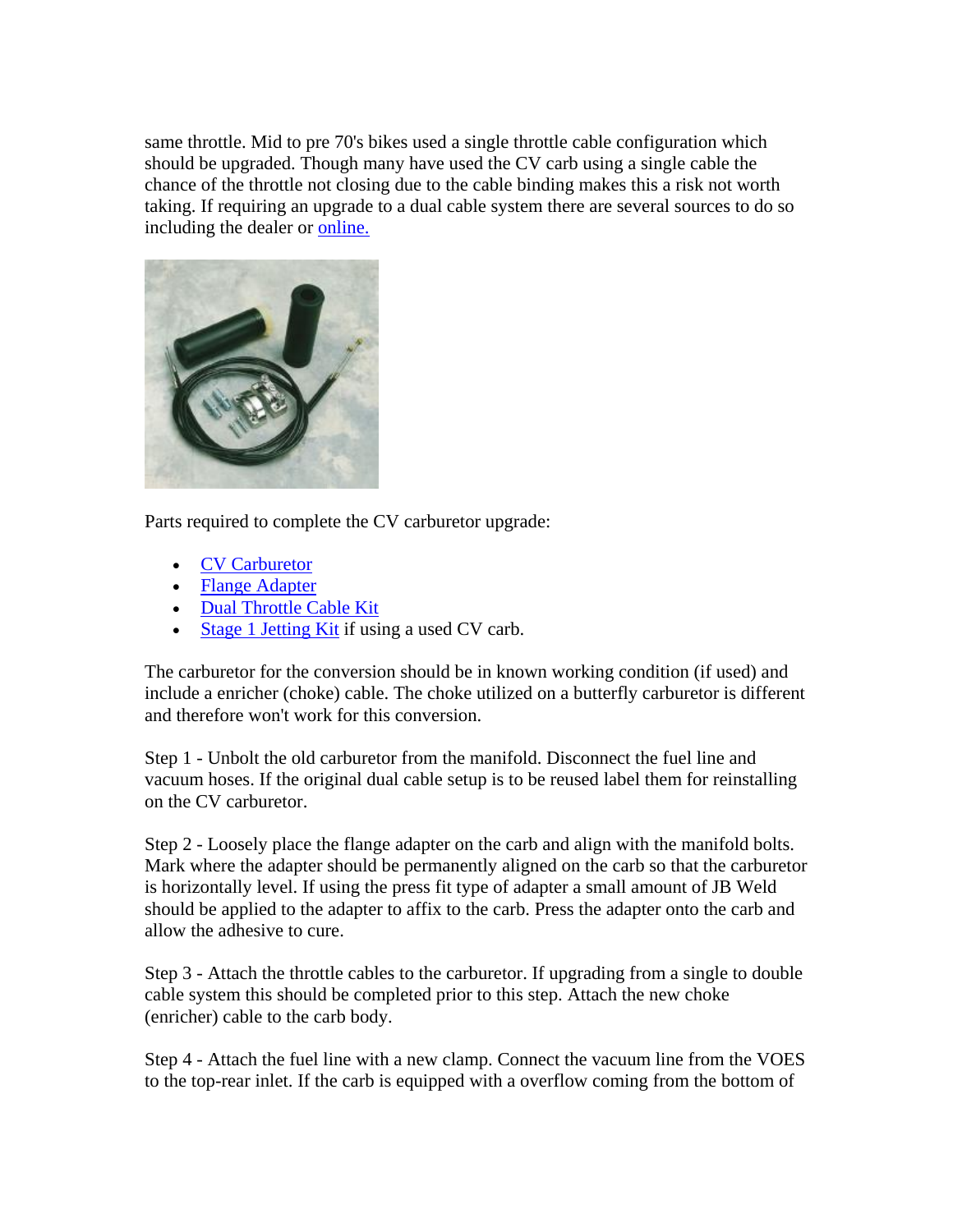same throttle. Mid to pre 70's bikes used a single throttle cable configuration which should be upgraded. Though many have used the CV carb using a single cable the chance of the throttle not closing due to the cable binding makes this a risk not worth taking. If requiring an upgrade to a dual cable system there are several sources to do so including the dealer or online.

Parts required to complete the CV carburetor upgrade:

- CV Carburetor
- Flange Adapter
- Dual Throttle Cable Kit
- Stage 1 Jetting Kit if using a used CV carb.

The carburetor for the conversion should be in known working condition (if used) and include a enricher (choke) cable. The choke utilized on a butterfly carburetor is different and therefore won't work for this conversion.

Step 1 - Unbolt the old carburetor from the manifold. Disconnect the fuel line and vacuum hoses. If the original dual cable setup is to be reused label them for reinstalling on the CV carburetor.

Step 2 - Loosely place the flange adapter on the carb and align with the manifold bolts. Mark where the adapter should be permanently aligned on the carb so that the carburetor is horizontally level. If using the press fit type of adapter a small amount of JB Weld should be applied to the adapter to affix to the carb. Press the adapter onto the carb and allow the adhesive to cure.

Step 3 - Attach the throttle cables to the carburetor. If upgrading from a single to double cable system this should be completed prior to this step. Attach the new choke (enricher) cable to the carb body.

Step 4 - Attach the fuel line with a new clamp. Connect the vacuum line from the VOES to the top-rear inlet. If the carb is equipped with a overflow coming from the bottom of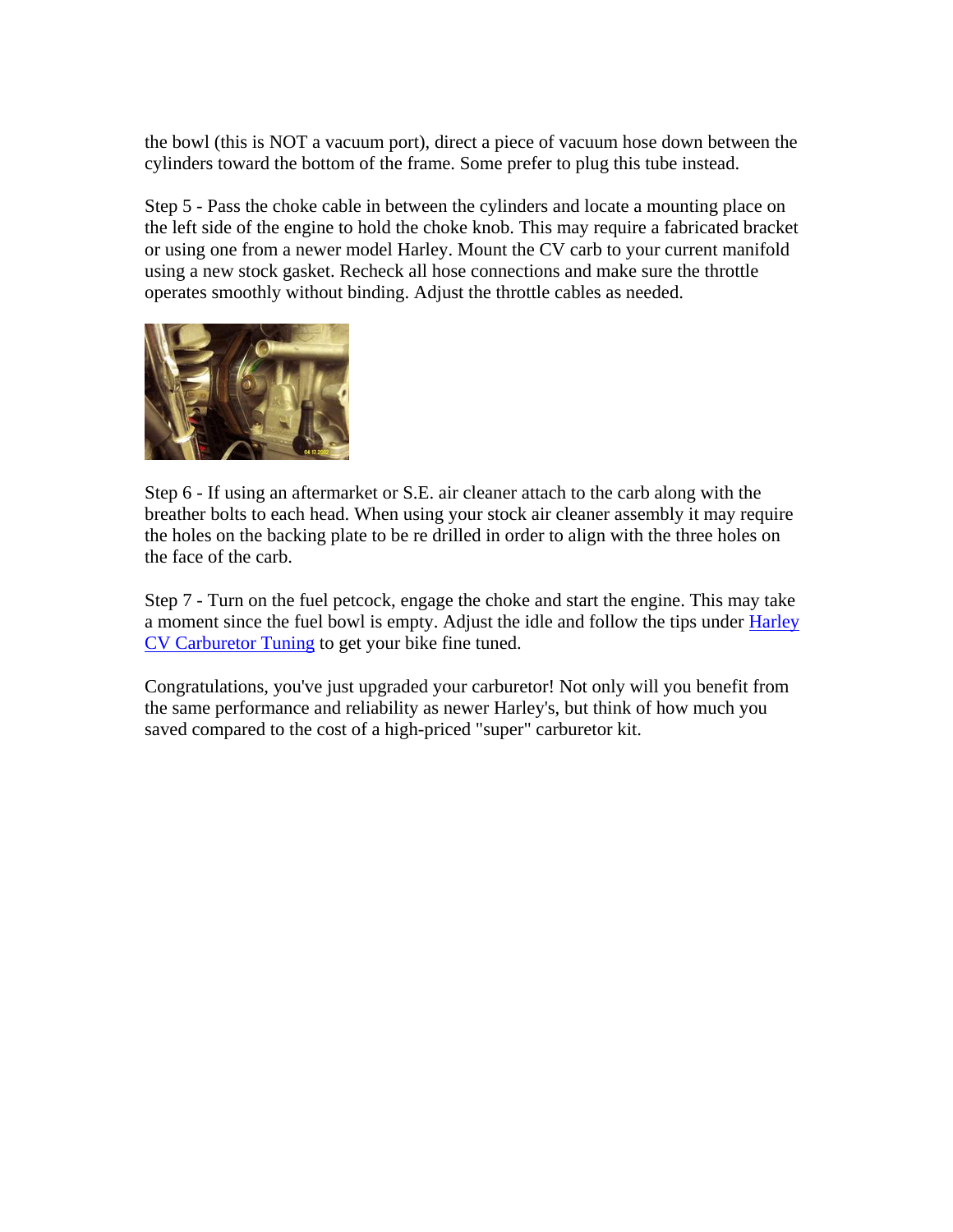the bowl (this is NOT a vacuum port), direct a piece of vacuum hose down between the cylinders toward the bottom of the frame. Some prefer to plug this tube instead.

Step 5 - Pass the choke cable in between the cylinders and locate a mounting place on the left side of the engine to hold the choke knob. This may require a fabricated bracket or using one from a newer model Harley. Mount the CV carb to your current manifold using a new stock gasket. Recheck all hose connections and make sure the throttle operates smoothly without binding. Adjust the throttle cables as needed.

Step 6 - If using an aftermarket or S.E. air cleaner attach to the carb along with the breather bolts to each head. When using your stock air cleaner assembly it may require the holes on the backing plate to be re drilled in order to align with the three holes on the face of the carb.

Step 7 - Turn on the fuel petcock, engage the choke and start the engine. This may take a moment since the fuel bowl is empty. Adjust the idle and follow the tips under [Harley CV Carburetor Tuning] to get your bike fine tuned.

Congratulations, you've just upgraded your carburetor! Not only will you benefit from the same performance and reliability as newer Harley's, but think of how much you saved compared to the cost of a high-priced "super" carburetor kit.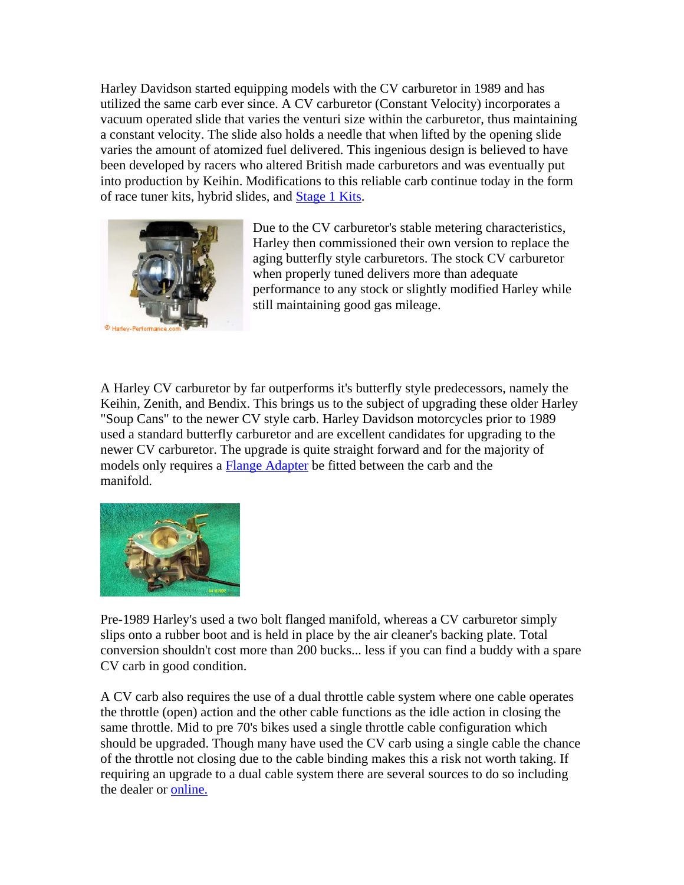Harley Davidson started equipping models with the CV carburetor in 1989 and has utilized the same carb ever since. A CV carburetor (Constant Velocity) incorporates a vacuum operated slide that varies the venturi size within the carburetor, thus maintaining a constant velocity. The slide also holds a needle that when lifted by the opening slide varies the amount of atomized fuel delivered. This ingenious design is believed to have been developed by racers who altered British made carburetors and was eventually put into production by Keihin. Modifications to this reliable carb continue today in the form of race tuner kits, hybrid slides, and Stage 1 Kits.

Due to the CV carburetor's stable metering characteristics, Harley then commissioned their own version to replace the aging butterfly style carburetors. The stock CV carburetor when properly tuned delivers more than adequate performance to any stock or slightly modified Harley while still maintaining good gas mileage.

A Harley CV carburetor by far outperforms it's butterfly style predecessors, namely the Keihin, Zenith, and Bendix. This brings us to the subject of upgrading these older Harley "Soup Cans" to the newer CV style carb. Harley Davidson motorcycles prior to 1989 used a standard butterfly carburetor and are excellent candidates for upgrading to the newer CV carburetor. The upgrade is quite straight forward and for the majority of models only requires a Flange Adapter be fitted between the carb and the manifold.

Pre-1989 Harley's used a two bolt flanged manifold, whereas a CV carburetor simply slips onto a rubber boot and is held in place by the air cleaner's backing plate. Total conversion shouldn't cost more than 200 bucks... less if you can find a buddy with a spare CV carb in good condition.

A CV carb also requires the use of a dual throttle cable system where one cable operates the throttle (open) action and the other cable functions as the idle action in closing the same throttle. Mid to pre 70's bikes used a single throttle cable configuration which should be upgraded. Though many have used the CV carb using a single cable the chance of the throttle not closing due to the cable binding makes this a risk not worth taking. If requiring an upgrade to a dual cable system there are several sources to do so including the dealer or online.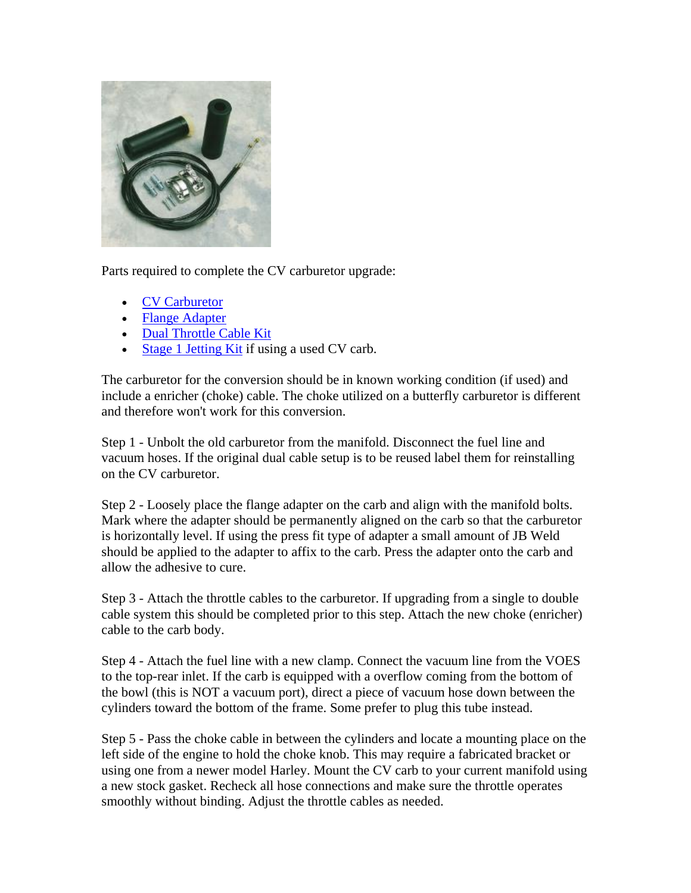Parts required to complete the CV carburetor upgrade:

- CV Carburetor
- Flange Adapter
- Dual Throttle Cable Kit
- Stage 1 Jetting Kit if using a used CV carb.

The carburetor for the conversion should be in known working condition (if used) and include a enricher (choke) cable. The choke utilized on a butterfly carburetor is different and therefore won't work for this conversion.

Step 1 - Unbolt the old carburetor from the manifold. Disconnect the fuel line and vacuum hoses. If the original dual cable setup is to be reused label them for reinstalling on the CV carburetor.

Step 2 - Loosely place the flange adapter on the carb and align with the manifold bolts. Mark where the adapter should be permanently aligned on the carb so that the carburetor is horizontally level. If using the press fit type of adapter a small amount of JB Weld should be applied to the adapter to affix to the carb. Press the adapter onto the carb and allow the adhesive to cure.

Step 3 - Attach the throttle cables to the carburetor. If upgrading from a single to double cable system this should be completed prior to this step. Attach the new choke (enricher) cable to the carb body.

Step 4 - Attach the fuel line with a new clamp. Connect the vacuum line from the VOES to the top-rear inlet. If the carb is equipped with a overflow coming from the bottom of the bowl (this is NOT a vacuum port), direct a piece of vacuum hose down between the cylinders toward the bottom of the frame. Some prefer to plug this tube instead.

Step 5 - Pass the choke cable in between the cylinders and locate a mounting place on the left side of the engine to hold the choke knob. This may require a fabricated bracket or using one from a newer model Harley. Mount the CV carb to your current manifold using a new stock gasket. Recheck all hose connections and make sure the throttle operates smoothly without binding. Adjust the throttle cables as needed.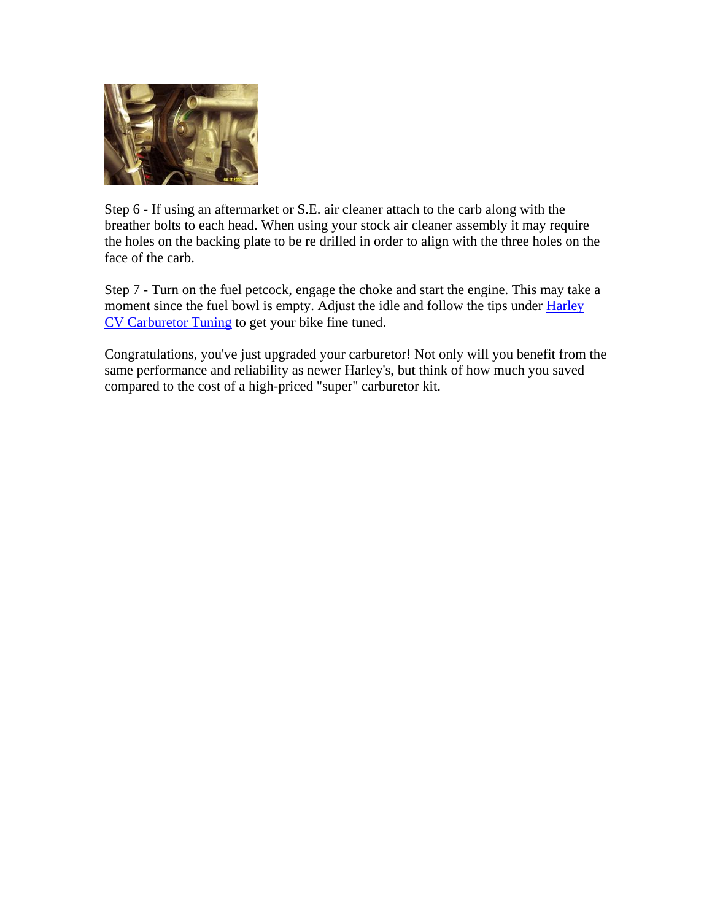Step 6 - If using an aftermarket or S.E. air cleaner attach to the carb along with the breather bolts to each head. When using your stock air cleaner assembly it may require the holes on the backing plate to be re drilled in order to align with the three holes on the face of the carb.

Step 7 - Turn on the fuel petcock, engage the choke and start the engine. This may take a moment since the fuel bowl is empty. Adjust the idle and follow the tips under [Harley CV Carburetor Tuning] to get your bike fine tuned.

Congratulations, you've just upgraded your carburetor! Not only will you benefit from the same performance and reliability as newer Harley's, but think of how much you saved compared to the cost of a high-priced "super" carburetor kit.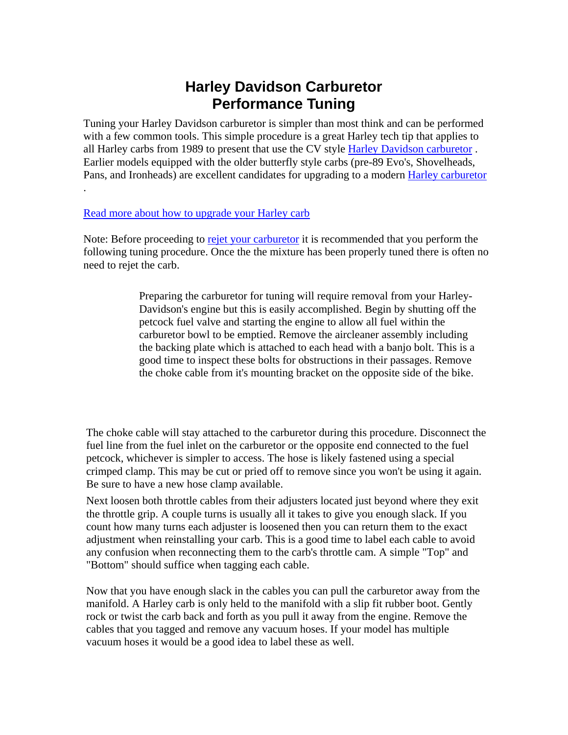# Harley Davidson Carburetor Performance Tuning

Tuning your Harley Davidson carburetor is simpler than most think and can be performed with a few common tools. This simple procedure is a great Harley tech tip that applies to all Harley carbs from 1989 to present that use the CV style [Harley Davidson carburetor](#) . Earlier models equipped with the older butterfly style carbs (pre-89 Evo's, Shovelheads, Pans, and Ironheads) are excellent candidates for upgrading to a modern [Harley carburetor](#) .

[Read more about how to upgrade your Harley carb](#)

Note: Before proceeding to [rejet your carburetor](#) it is recommended that you perform the following tuning procedure. Once the the mixture has been properly tuned there is often no need to rejet the carb.

Preparing the carburetor for tuning will require removal from your Harley-Davidson's engine but this is easily accomplished. Begin by shutting off the petcock fuel valve and starting the engine to allow all fuel within the carburetor bowl to be emptied. Remove the aircleaner assembly including the backing plate which is attached to each head with a banjo bolt. This is a good time to inspect these bolts for obstructions in their passages. Remove the choke cable from it's mounting bracket on the opposite side of the bike.

The choke cable will stay attached to the carburetor during this procedure. Disconnect the fuel line from the fuel inlet on the carburetor or the opposite end connected to the fuel petcock, whichever is simpler to access. The hose is likely fastened using a special crimped clamp. This may be cut or pried off to remove since you won't be using it again. Be sure to have a new hose clamp available.

Next loosen both throttle cables from their adjusters located just beyond where they exit the throttle grip. A couple turns is usually all it takes to give you enough slack. If you count how many turns each adjuster is loosened then you can return them to the exact adjustment when reinstalling your carb. This is a good time to label each cable to avoid any confusion when reconnecting them to the carb's throttle cam. A simple "Top" and "Bottom" should suffice when tagging each cable.

Now that you have enough slack in the cables you can pull the carburetor away from the manifold. A Harley carb is only held to the manifold with a slip fit rubber boot. Gently rock or twist the carb back and forth as you pull it away from the engine. Remove the cables that you tagged and remove any vacuum hoses. If your model has multiple vacuum hoses it would be a good idea to label these as well.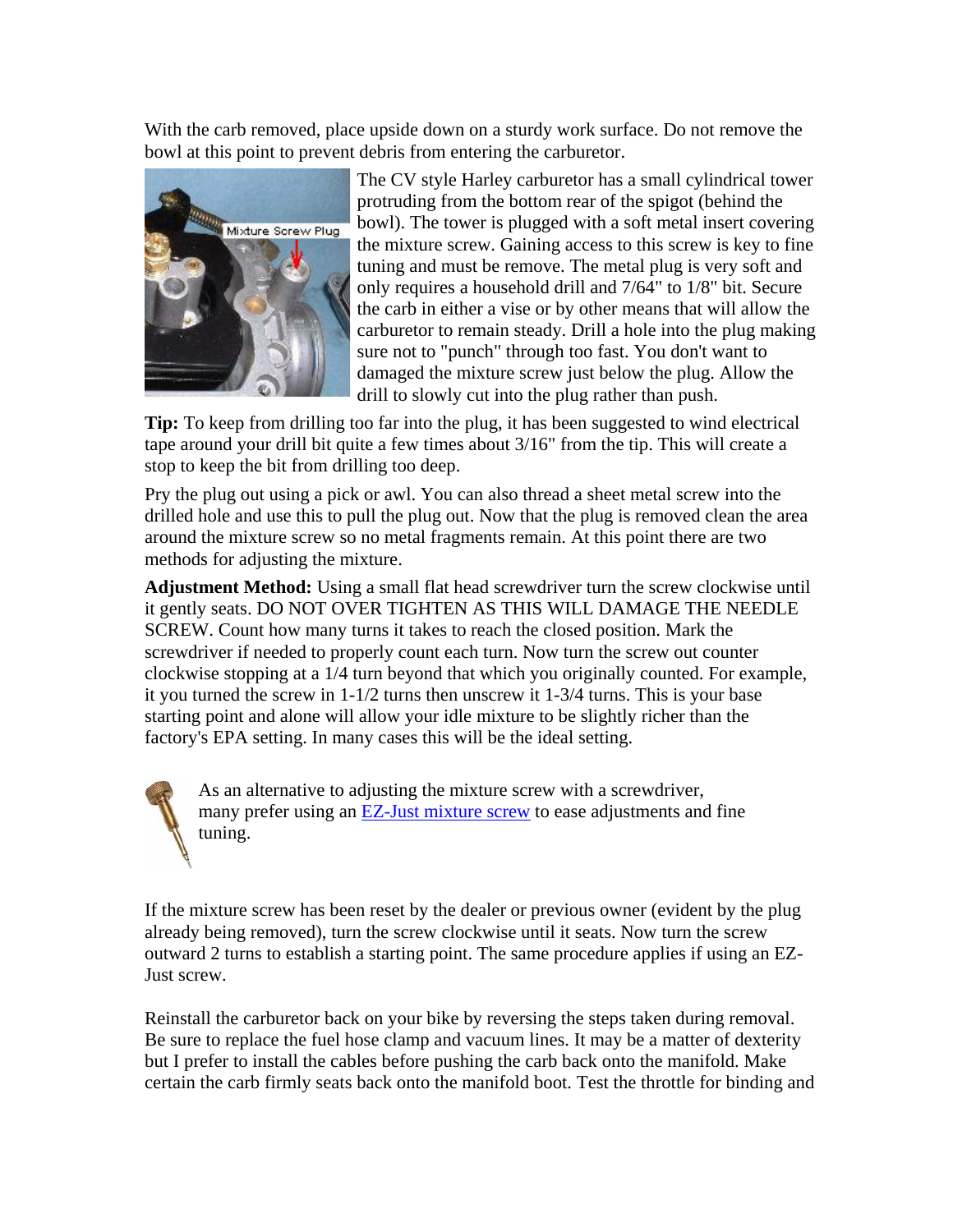With the carb removed, place upside down on a sturdy work surface. Do not remove the bowl at this point to prevent debris from entering the carburetor.

The CV style Harley carburetor has a small cylindrical tower protruding from the bottom rear of the spigot (behind the bowl). The tower is plugged with a soft metal insert covering the mixture screw. Gaining access to this screw is key to fine tuning and must be remove. The metal plug is very soft and only requires a household drill and 7/64" to 1/8" bit. Secure the carb in either a vise or by other means that will allow the carburetor to remain steady. Drill a hole into the plug making sure not to "punch" through too fast. You don't want to damaged the mixture screw just below the plug. Allow the drill to slowly cut into the plug rather than push.

**Tip:** To keep from drilling too far into the plug, it has been suggested to wind electrical tape around your drill bit quite a few times about 3/16" from the tip. This will create a stop to keep the bit from drilling too deep.

Pry the plug out using a pick or awl. You can also thread a sheet metal screw into the drilled hole and use this to pull the plug out. Now that the plug is removed clean the area around the mixture screw so no metal fragments remain. At this point there are two methods for adjusting the mixture.

**Adjustment Method:** Using a small flat head screwdriver turn the screw clockwise until it gently seats. DO NOT OVER TIGHTEN AS THIS WILL DAMAGE THE NEEDLE SCREW. Count how many turns it takes to reach the closed position. Mark the screwdriver if needed to properly count each turn. Now turn the screw out counter clockwise stopping at a 1/4 turn beyond that which you originally counted. For example, it you turned the screw in 1-1/2 turns then unscrew it 1-3/4 turns. This is your base starting point and alone will allow your idle mixture to be slightly richer than the factory's EPA setting. In many cases this will be the ideal setting.

As an alternative to adjusting the mixture screw with a screwdriver, many prefer using an EZ-Just mixture screw to ease adjustments and fine tuning.

If the mixture screw has been reset by the dealer or previous owner (evident by the plug already being removed), turn the screw clockwise until it seats. Now turn the screw outward 2 turns to establish a starting point. The same procedure applies if using an EZ-Just screw.

Reinstall the carburetor back on your bike by reversing the steps taken during removal. Be sure to replace the fuel hose clamp and vacuum lines. It may be a matter of dexterity but I prefer to install the cables before pushing the carb back onto the manifold. Make certain the carb firmly seats back onto the manifold boot. Test the throttle for binding and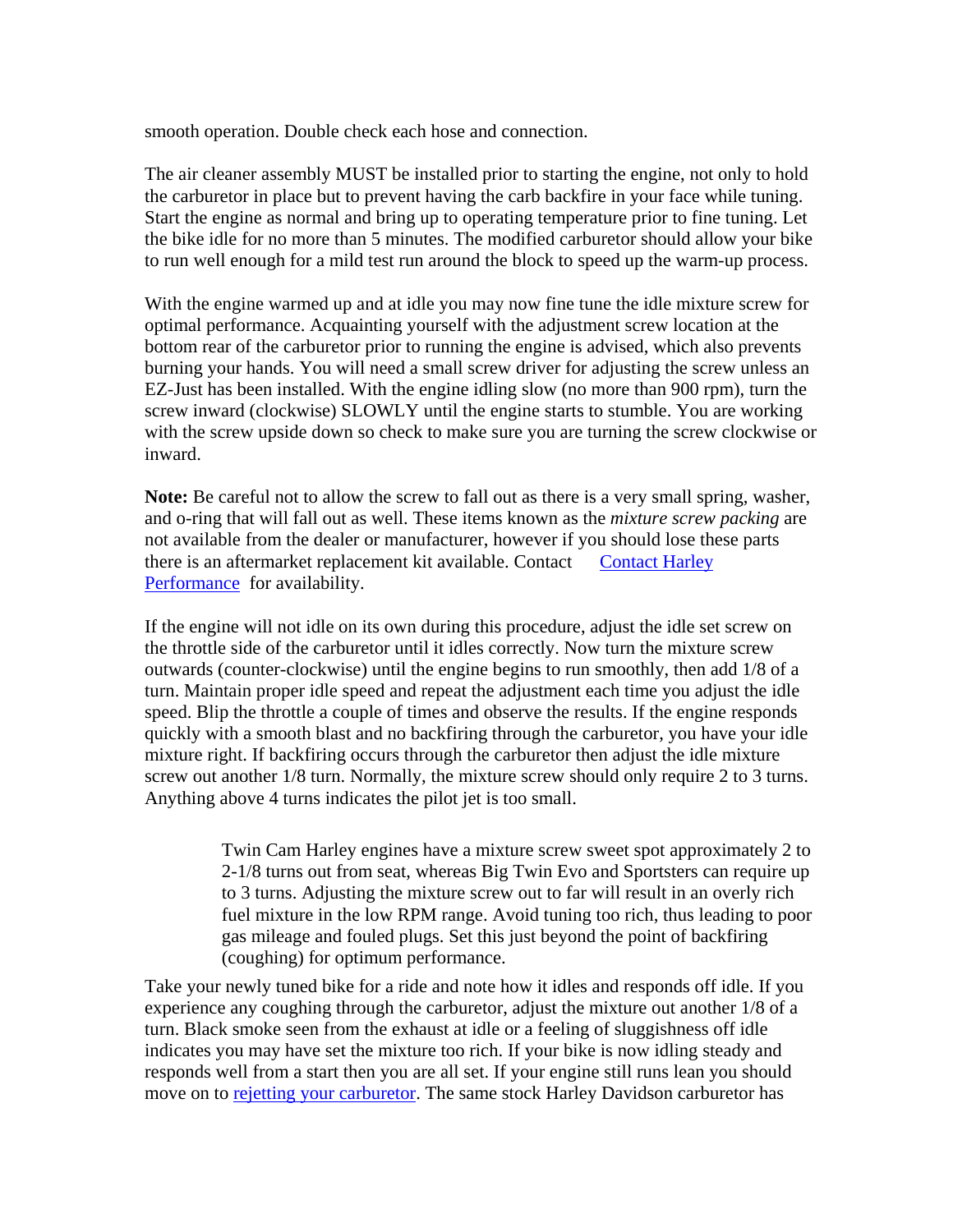smooth operation. Double check each hose and connection.

The air cleaner assembly MUST be installed prior to starting the engine, not only to hold the carburetor in place but to prevent having the carb backfire in your face while tuning. Start the engine as normal and bring up to operating temperature prior to fine tuning. Let the bike idle for no more than 5 minutes. The modified carburetor should allow your bike to run well enough for a mild test run around the block to speed up the warm-up process.

With the engine warmed up and at idle you may now fine tune the idle mixture screw for optimal performance. Acquainting yourself with the adjustment screw location at the bottom rear of the carburetor prior to running the engine is advised, which also prevents burning your hands. You will need a small screw driver for adjusting the screw unless an EZ-Just has been installed. With the engine idling slow (no more than 900 rpm), turn the screw inward (clockwise) SLOWLY until the engine starts to stumble. You are working with the screw upside down so check to make sure you are turning the screw clockwise or inward.

**Note:** Be careful not to allow the screw to fall out as there is a very small spring, washer, and o-ring that will fall out as well. These items known as the *mixture screw packing* are not available from the dealer or manufacturer, however if you should lose these parts there is an aftermarket replacement kit available. Contact [Contact Harley Performance] for availability.

If the engine will not idle on its own during this procedure, adjust the idle set screw on the throttle side of the carburetor until it idles correctly. Now turn the mixture screw outwards (counter-clockwise) until the engine begins to run smoothly, then add 1/8 of a turn. Maintain proper idle speed and repeat the adjustment each time you adjust the idle speed. Blip the throttle a couple of times and observe the results. If the engine responds quickly with a smooth blast and no backfiring through the carburetor, you have your idle mixture right. If backfiring occurs through the carburetor then adjust the idle mixture screw out another 1/8 turn. Normally, the mixture screw should only require 2 to 3 turns. Anything above 4 turns indicates the pilot jet is too small.

> Twin Cam Harley engines have a mixture screw sweet spot approximately 2 to 2-1/8 turns out from seat, whereas Big Twin Evo and Sportsters can require up to 3 turns. Adjusting the mixture screw out to far will result in an overly rich fuel mixture in the low RPM range. Avoid tuning too rich, thus leading to poor gas mileage and fouled plugs. Set this just beyond the point of backfiring (coughing) for optimum performance.

Take your newly tuned bike for a ride and note how it idles and responds off idle. If you experience any coughing through the carburetor, adjust the mixture out another 1/8 of a turn. Black smoke seen from the exhaust at idle or a feeling of sluggishness off idle indicates you may have set the mixture too rich. If your bike is now idling steady and responds well from a start then you are all set. If your engine still runs lean you should move on to [rejetting your carburetor]. The same stock Harley Davidson carburetor has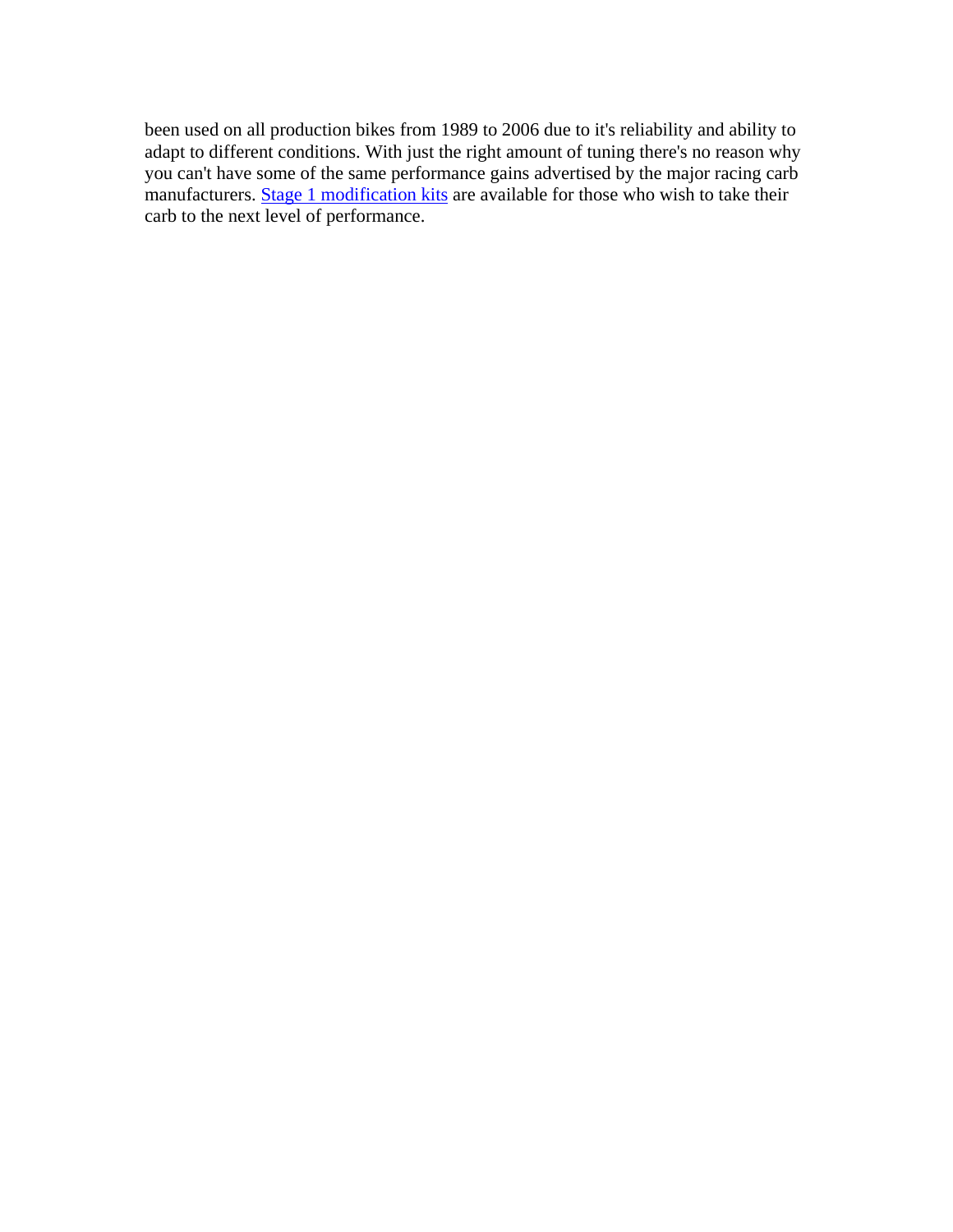been used on all production bikes from 1989 to 2006 due to it's reliability and ability to adapt to different conditions. With just the right amount of tuning there's no reason why you can't have some of the same performance gains advertised by the major racing carb manufacturers. Stage 1 modification kits are available for those who wish to take their carb to the next level of performance.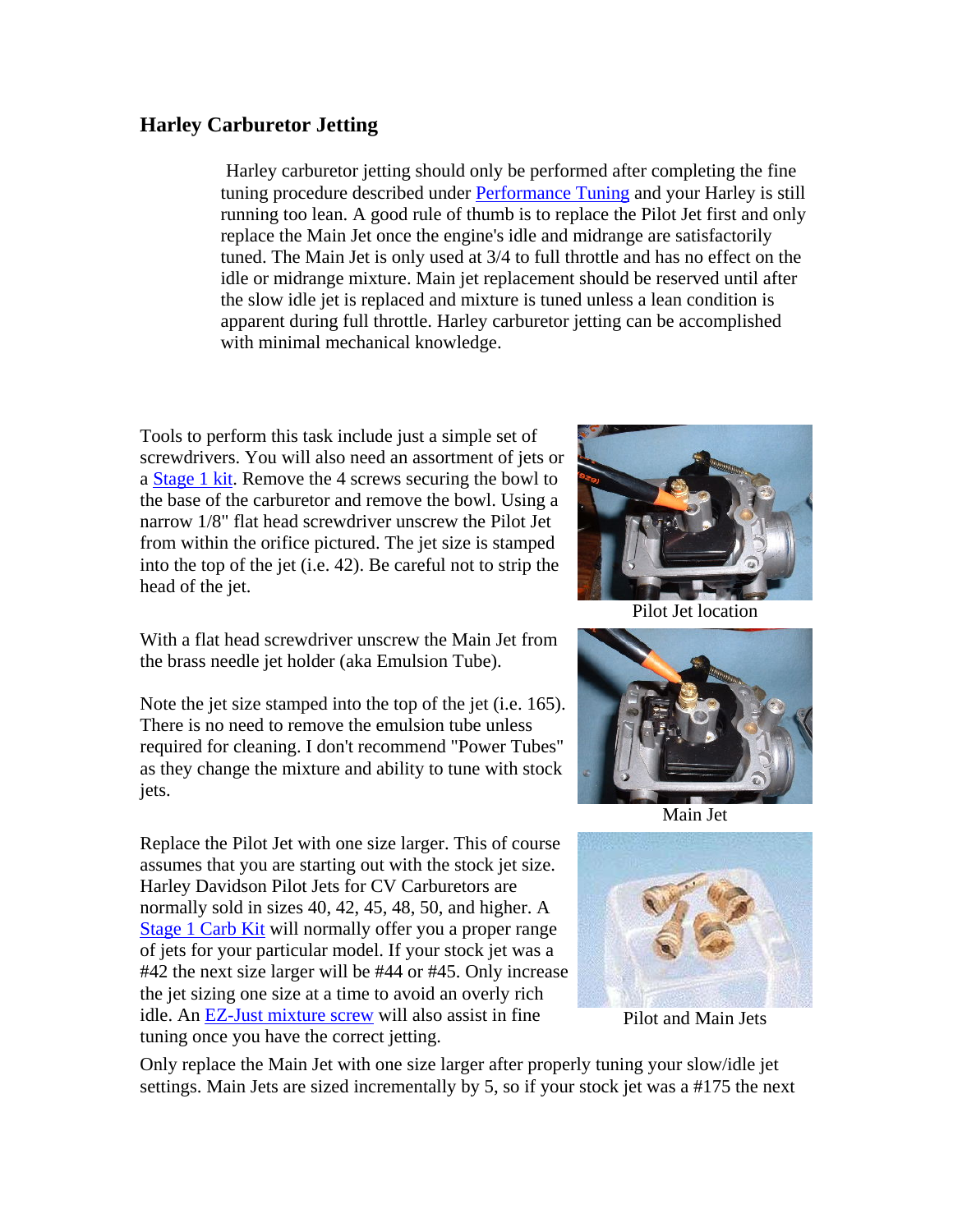## Harley Carburetor Jetting

Harley carburetor jetting should only be performed after completing the fine tuning procedure described under Performance Tuning and your Harley is still running too lean. A good rule of thumb is to replace the Pilot Jet first and only replace the Main Jet once the engine's idle and midrange are satisfactorily tuned. The Main Jet is only used at 3/4 to full throttle and has no effect on the idle or midrange mixture. Main jet replacement should be reserved until after the slow idle jet is replaced and mixture is tuned unless a lean condition is apparent during full throttle. Harley carburetor jetting can be accomplished with minimal mechanical knowledge.

Tools to perform this task include just a simple set of screwdrivers. You will also need an assortment of jets or a Stage 1 kit. Remove the 4 screws securing the bowl to the base of the carburetor and remove the bowl. Using a narrow 1/8" flat head screwdriver unscrew the Pilot Jet from within the orifice pictured. The jet size is stamped into the top of the jet (i.e. 42). Be careful not to strip the head of the jet.

Pilot Jet location

With a flat head screwdriver unscrew the Main Jet from the brass needle jet holder (aka Emulsion Tube).

Note the jet size stamped into the top of the jet (i.e. 165). There is no need to remove the emulsion tube unless required for cleaning. I don't recommend "Power Tubes" as they change the mixture and ability to tune with stock jets.

Main Jet

Replace the Pilot Jet with one size larger. This of course assumes that you are starting out with the stock jet size. Harley Davidson Pilot Jets for CV Carburetors are normally sold in sizes 40, 42, 45, 48, 50, and higher. A Stage 1 Carb Kit will normally offer you a proper range of jets for your particular model. If your stock jet was a #42 the next size larger will be #44 or #45. Only increase the jet sizing one size at a time to avoid an overly rich idle. An EZ-Just mixture screw will also assist in fine tuning once you have the correct jetting.

Pilot and Main Jets

Only replace the Main Jet with one size larger after properly tuning your slow/idle jet settings. Main Jets are sized incrementally by 5, so if your stock jet was a #175 the next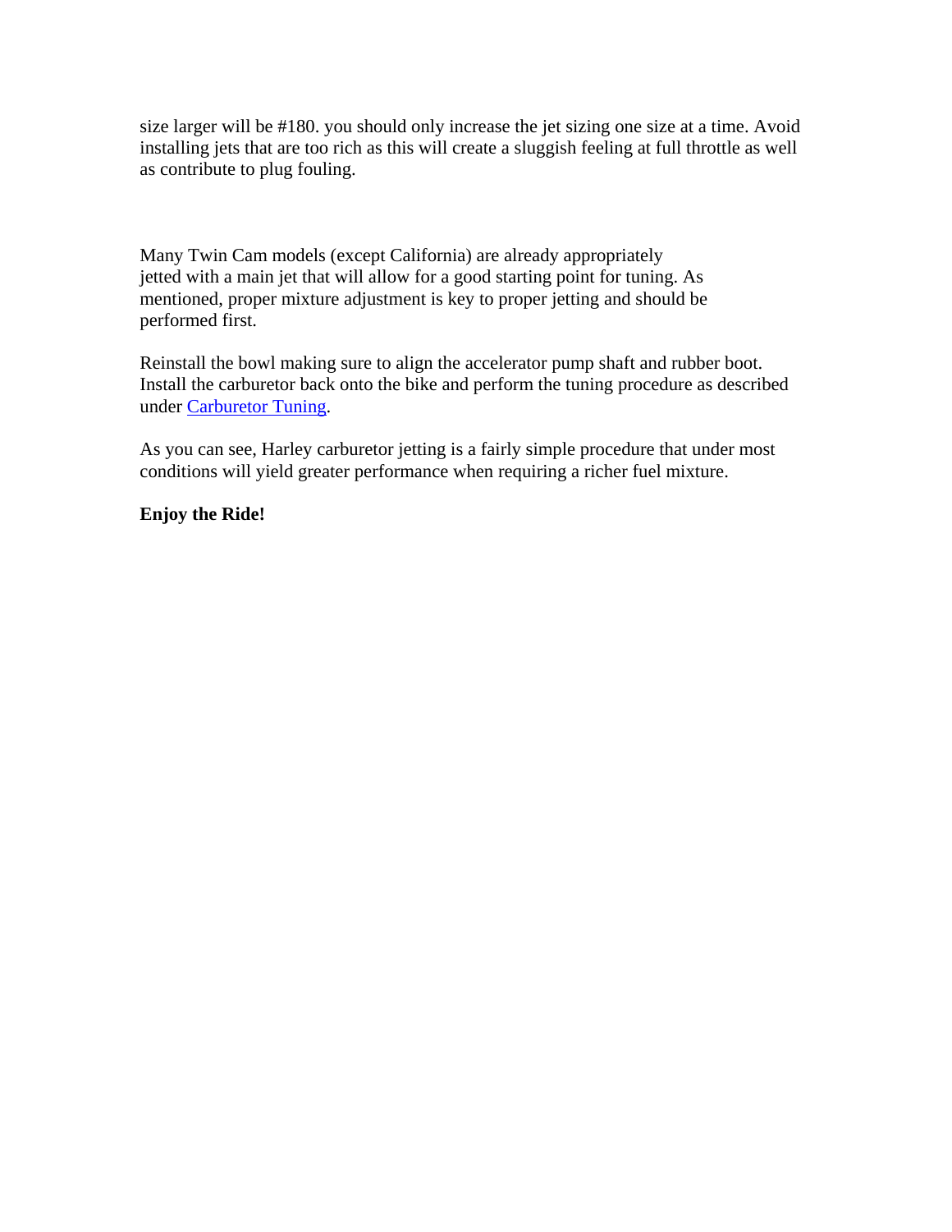size larger will be #180. you should only increase the jet sizing one size at a time. Avoid installing jets that are too rich as this will create a sluggish feeling at full throttle as well as contribute to plug fouling.

Many Twin Cam models (except California) are already appropriately jetted with a main jet that will allow for a good starting point for tuning. As mentioned, proper mixture adjustment is key to proper jetting and should be performed first.

Reinstall the bowl making sure to align the accelerator pump shaft and rubber boot. Install the carburetor back onto the bike and perform the tuning procedure as described under Carburetor Tuning.

As you can see, Harley carburetor jetting is a fairly simple procedure that under most conditions will yield greater performance when requiring a richer fuel mixture.

**Enjoy the Ride!**